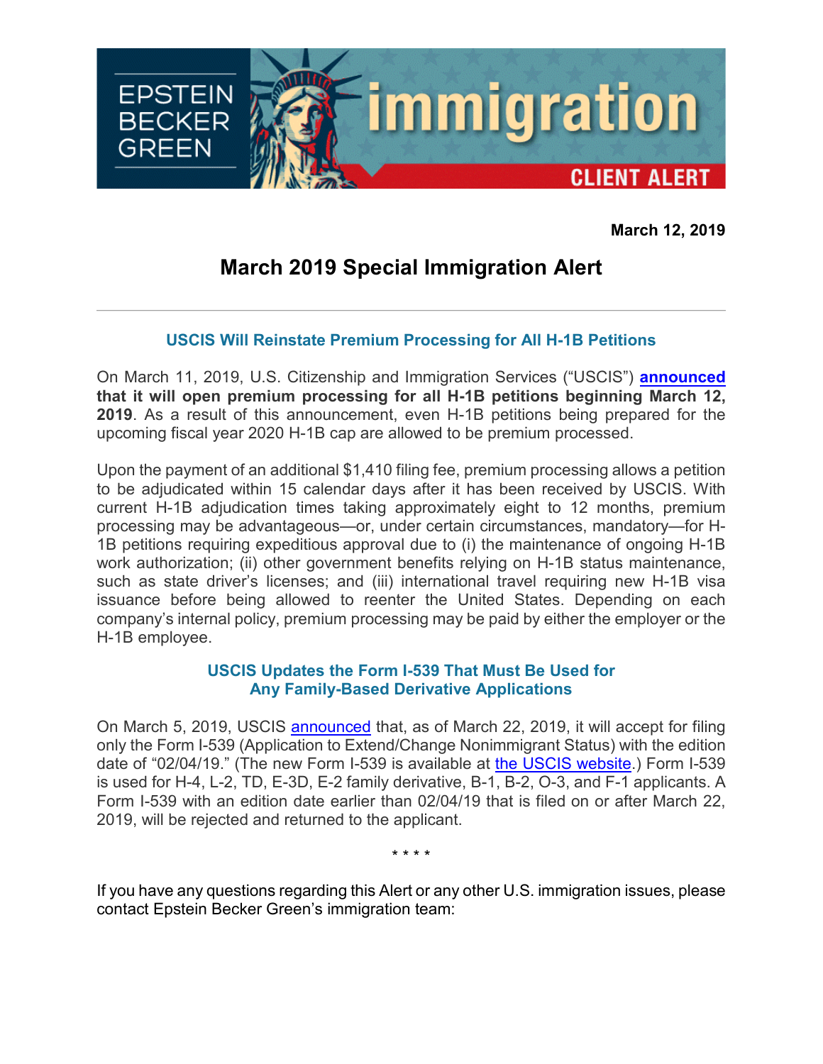EPSTEIN BECKER GREEN

immigration

CLIENT ALERT

**March 12, 2019**

# March 2019 Special Immigration Alert

---

## USCIS Will Reinstate Premium Processing for All H-1B Petitions

On March 11, 2019, U.S. Citizenship and Immigration Services ("USCIS") **announced that it will open premium processing for all H-1B petitions beginning March 12, 2019**. As a result of this announcement, even H-1B petitions being prepared for the upcoming fiscal year 2020 H-1B cap are allowed to be premium processed.

Upon the payment of an additional $1,410 filing fee, premium processing allows a petition to be adjudicated within 15 calendar days after it has been received by USCIS. With current H-1B adjudication times taking approximately eight to 12 months, premium processing may be advantageous—or, under certain circumstances, mandatory—for H-1B petitions requiring expeditious approval due to (i) the maintenance of ongoing H-1B work authorization; (ii) other government benefits relying on H-1B status maintenance, such as state driver's licenses; and (iii) international travel requiring new H-1B visa issuance before being allowed to reenter the United States. Depending on each company's internal policy, premium processing may be paid by either the employer or the H-1B employee.

## USCIS Updates the Form I-539 That Must Be Used for Any Family-Based Derivative Applications

On March 5, 2019, USCIS announced that, as of March 22, 2019, it will accept for filing only the Form I-539 (Application to Extend/Change Nonimmigrant Status) with the edition date of "02/04/19." (The new Form I-539 is available at the USCIS website.) Form I-539 is used for H-4, L-2, TD, E-3D, E-2 family derivative, B-1, B-2, O-3, and F-1 applicants. A Form I-539 with an edition date earlier than 02/04/19 that is filed on or after March 22, 2019, will be rejected and returned to the applicant.

\* \* \* \*

If you have any questions regarding this Alert or any other U.S. immigration issues, please contact Epstein Becker Green's immigration team: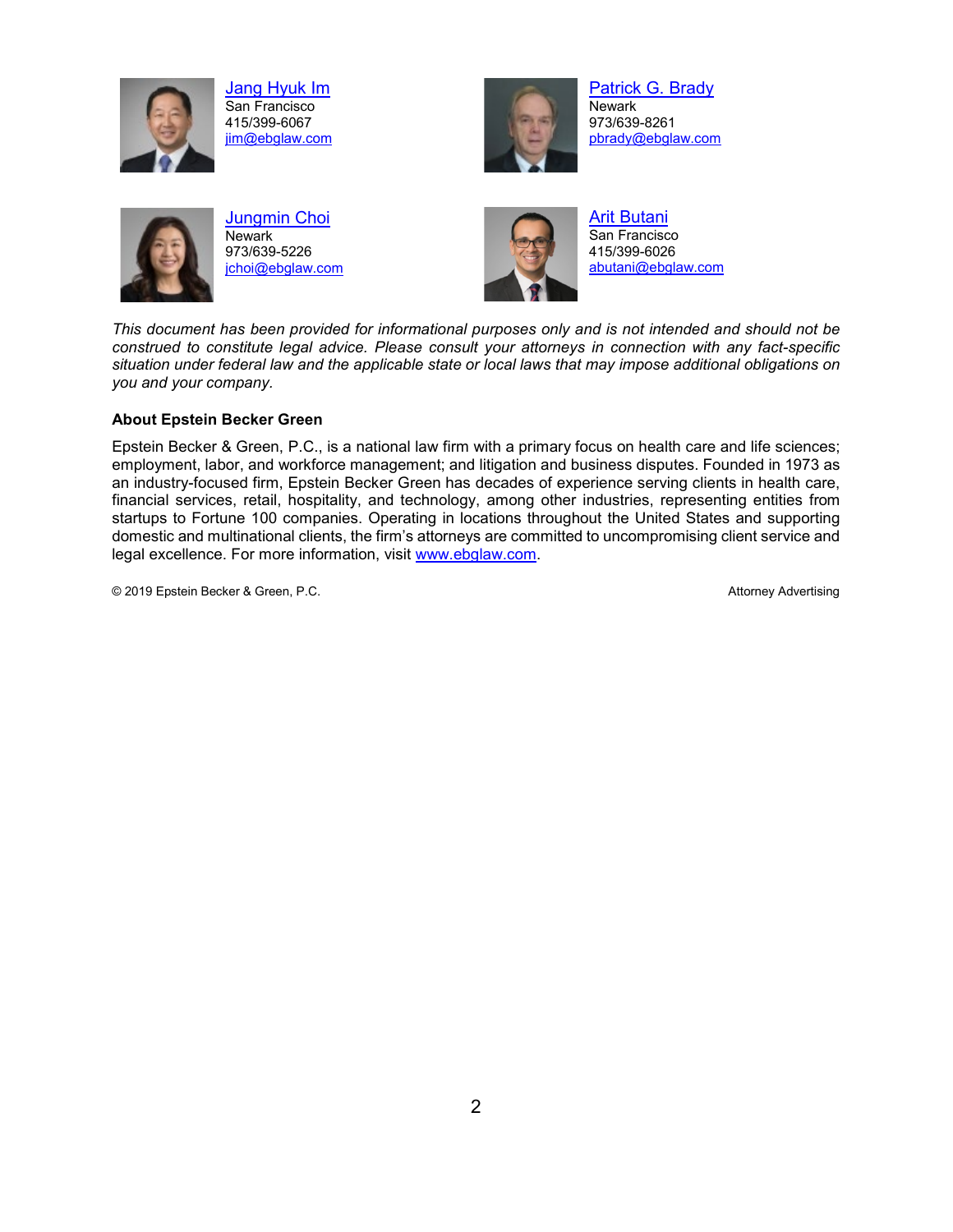[Jang Hyuk Im](#)
San Francisco
415/399-6067
[jim@ebglaw.com](mailto:jim@ebglaw.com)

[Patrick G. Brady](#)
Newark
973/639-8261
[pbrady@ebglaw.com](mailto:pbrady@ebglaw.com)

[Jungmin Choi](#)
Newark
973/639-5226
[jchoi@ebglaw.com](mailto:jchoi@ebglaw.com)

[Arit Butani](#)
San Francisco
415/399-6026
[abutani@ebglaw.com](mailto:abutani@ebglaw.com)

*This document has been provided for informational purposes only and is not intended and should not be construed to constitute legal advice. Please consult your attorneys in connection with any fact-specific situation under federal law and the applicable state or local laws that may impose additional obligations on you and your company.*

**About Epstein Becker Green**

Epstein Becker & Green, P.C., is a national law firm with a primary focus on health care and life sciences; employment, labor, and workforce management; and litigation and business disputes. Founded in 1973 as an industry-focused firm, Epstein Becker Green has decades of experience serving clients in health care, financial services, retail, hospitality, and technology, among other industries, representing entities from startups to Fortune 100 companies. Operating in locations throughout the United States and supporting domestic and multinational clients, the firm's attorneys are committed to uncompromising client service and legal excellence. For more information, visit [www.ebglaw.com](http://www.ebglaw.com).

© 2019 Epstein Becker & Green, P.C. Attorney Advertising